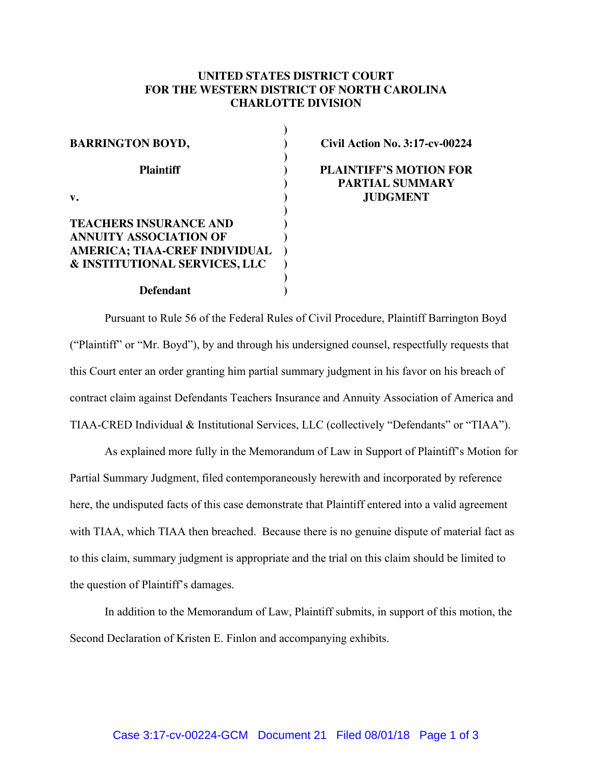**UNITED STATES DISTRICT COURT**
**FOR THE WESTERN DISTRICT OF NORTH CAROLINA**
**CHARLOTTE DIVISION**

| | |
|---|---|
| **BARRINGTON BOYD,** | **Civil Action No. 3:17-cv-00224** |
| **Plaintiff** | **PLAINTIFF'S MOTION FOR PARTIAL SUMMARY JUDGMENT** |
| **v.** | |
| **TEACHERS INSURANCE AND ANNUITY ASSOCIATION OF AMERICA; TIAA-CREF INDIVIDUAL & INSTITUTIONAL SERVICES, LLC** | |
| **Defendant** | |

Pursuant to Rule 56 of the Federal Rules of Civil Procedure, Plaintiff Barrington Boyd ("Plaintiff" or "Mr. Boyd"), by and through his undersigned counsel, respectfully requests that this Court enter an order granting him partial summary judgment in his favor on his breach of contract claim against Defendants Teachers Insurance and Annuity Association of America and TIAA-CRED Individual & Institutional Services, LLC (collectively "Defendants" or "TIAA").

As explained more fully in the Memorandum of Law in Support of Plaintiff's Motion for Partial Summary Judgment, filed contemporaneously herewith and incorporated by reference here, the undisputed facts of this case demonstrate that Plaintiff entered into a valid agreement with TIAA, which TIAA then breached. Because there is no genuine dispute of material fact as to this claim, summary judgment is appropriate and the trial on this claim should be limited to the question of Plaintiff's damages.

In addition to the Memorandum of Law, Plaintiff submits, in support of this motion, the Second Declaration of Kristen E. Finlon and accompanying exhibits.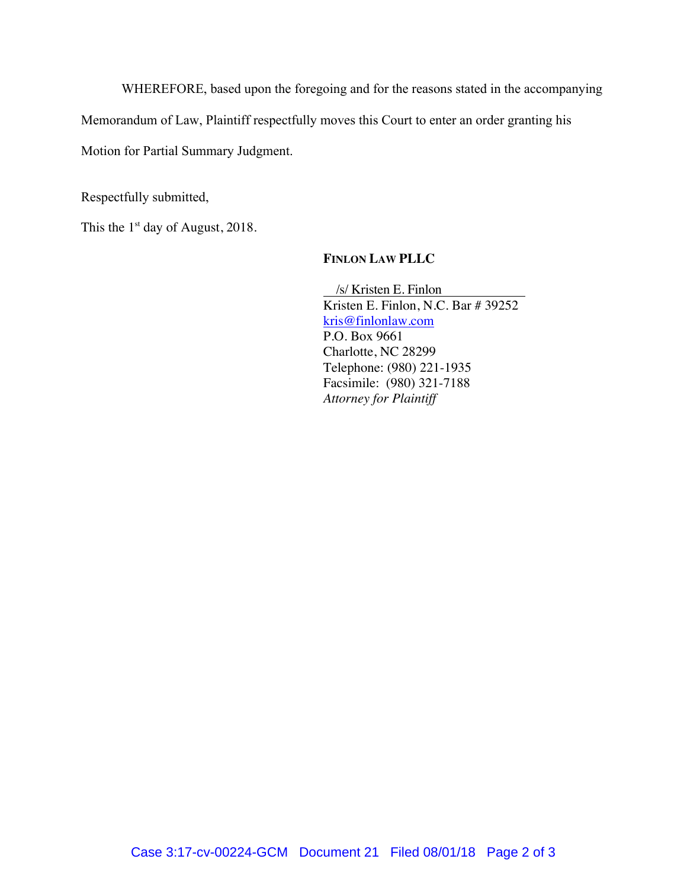WHEREFORE, based upon the foregoing and for the reasons stated in the accompanying Memorandum of Law, Plaintiff respectfully moves this Court to enter an order granting his Motion for Partial Summary Judgment.

Respectfully submitted,

This the 1st day of August, 2018.

**FINLON LAW PLLC**

/s/ Kristen E. Finlon
Kristen E. Finlon, N.C. Bar # 39252
kris@finlonlaw.com
P.O. Box 9661
Charlotte, NC 28299
Telephone: (980) 221-1935
Facsimile: (980) 321-7188
*Attorney for Plaintiff*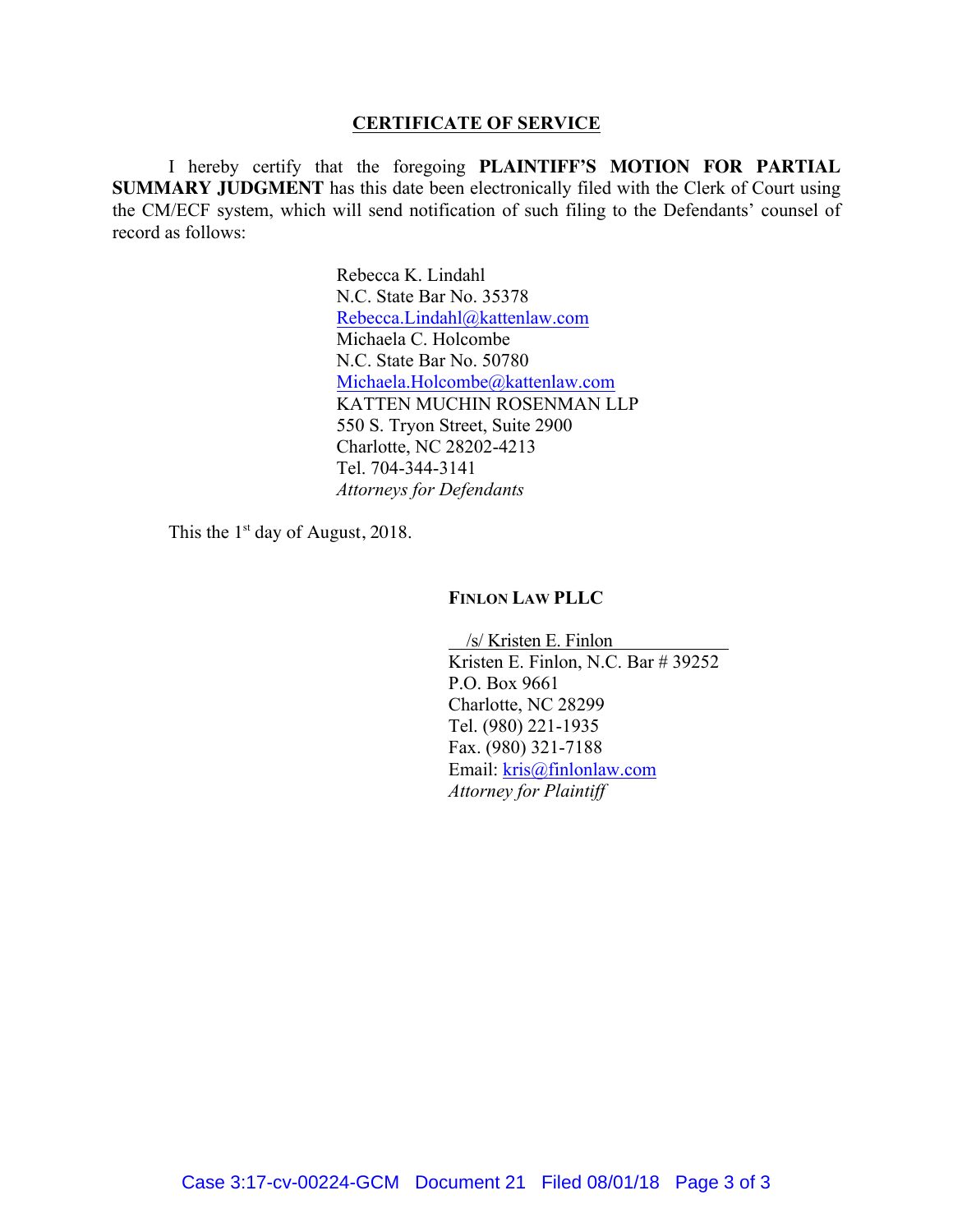## CERTIFICATE OF SERVICE

I hereby certify that the foregoing **PLAINTIFF'S MOTION FOR PARTIAL SUMMARY JUDGMENT** has this date been electronically filed with the Clerk of Court using the CM/ECF system, which will send notification of such filing to the Defendants' counsel of record as follows:

Rebecca K. Lindahl
N.C. State Bar No. 35378
Rebecca.Lindahl@kattenlaw.com
Michaela C. Holcombe
N.C. State Bar No. 50780
Michaela.Holcombe@kattenlaw.com
KATTEN MUCHIN ROSENMAN LLP
550 S. Tryon Street, Suite 2900
Charlotte, NC 28202-4213
Tel. 704-344-3141
*Attorneys for Defendants*

This the 1st day of August, 2018.

**FINLON LAW PLLC**

/s/ Kristen E. Finlon
Kristen E. Finlon, N.C. Bar # 39252
P.O. Box 9661
Charlotte, NC 28299
Tel. (980) 221-1935
Fax. (980) 321-7188
Email: kris@finlonlaw.com
*Attorney for Plaintiff*